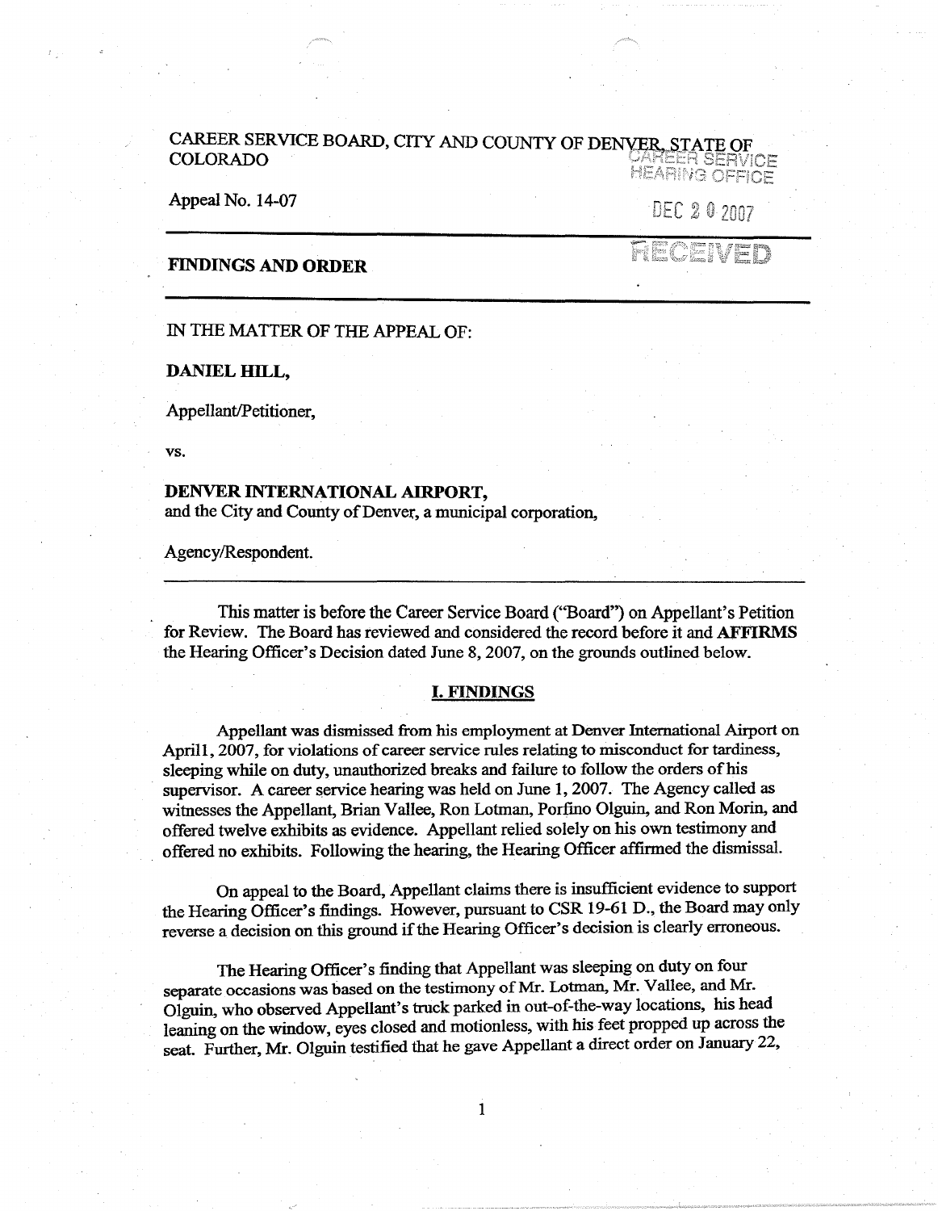CAREER SERVICE BOARD, CITY AND COUNTY OF DENVER, STATE OF COLORADO

CAREER SERVICE HEARING OFFICE

DEC 20 2007

RECEIVED

Appeal No. 14-07

---

**FINDINGS AND ORDER**

---

IN THE MATTER OF THE APPEAL OF:

**DANIEL HILL,**

Appellant/Petitioner,

vs.

**DENVER INTERNATIONAL AIRPORT,**
and the City and County of Denver, a municipal corporation,

Agency/Respondent.

---

This matter is before the Career Service Board ("Board") on Appellant's Petition for Review. The Board has reviewed and considered the record before it and **AFFIRMS** the Hearing Officer's Decision dated June 8, 2007, on the grounds outlined below.

## I. FINDINGS

Appellant was dismissed from his employment at Denver International Airport on April1, 2007, for violations of career service rules relating to misconduct for tardiness, sleeping while on duty, unauthorized breaks and failure to follow the orders of his supervisor. A career service hearing was held on June 1, 2007. The Agency called as witnesses the Appellant, Brian Vallee, Ron Lotman, Porfino Olguin, and Ron Morin, and offered twelve exhibits as evidence. Appellant relied solely on his own testimony and offered no exhibits. Following the hearing, the Hearing Officer affirmed the dismissal.

On appeal to the Board, Appellant claims there is insufficient evidence to support the Hearing Officer's findings. However, pursuant to CSR 19-61 D., the Board may only reverse a decision on this ground if the Hearing Officer's decision is clearly erroneous.

The Hearing Officer's finding that Appellant was sleeping on duty on four separate occasions was based on the testimony of Mr. Lotman, Mr. Vallee, and Mr. Olguin, who observed Appellant's truck parked in out-of-the-way locations, his head leaning on the window, eyes closed and motionless, with his feet propped up across the seat. Further, Mr. Olguin testified that he gave Appellant a direct order on January 22,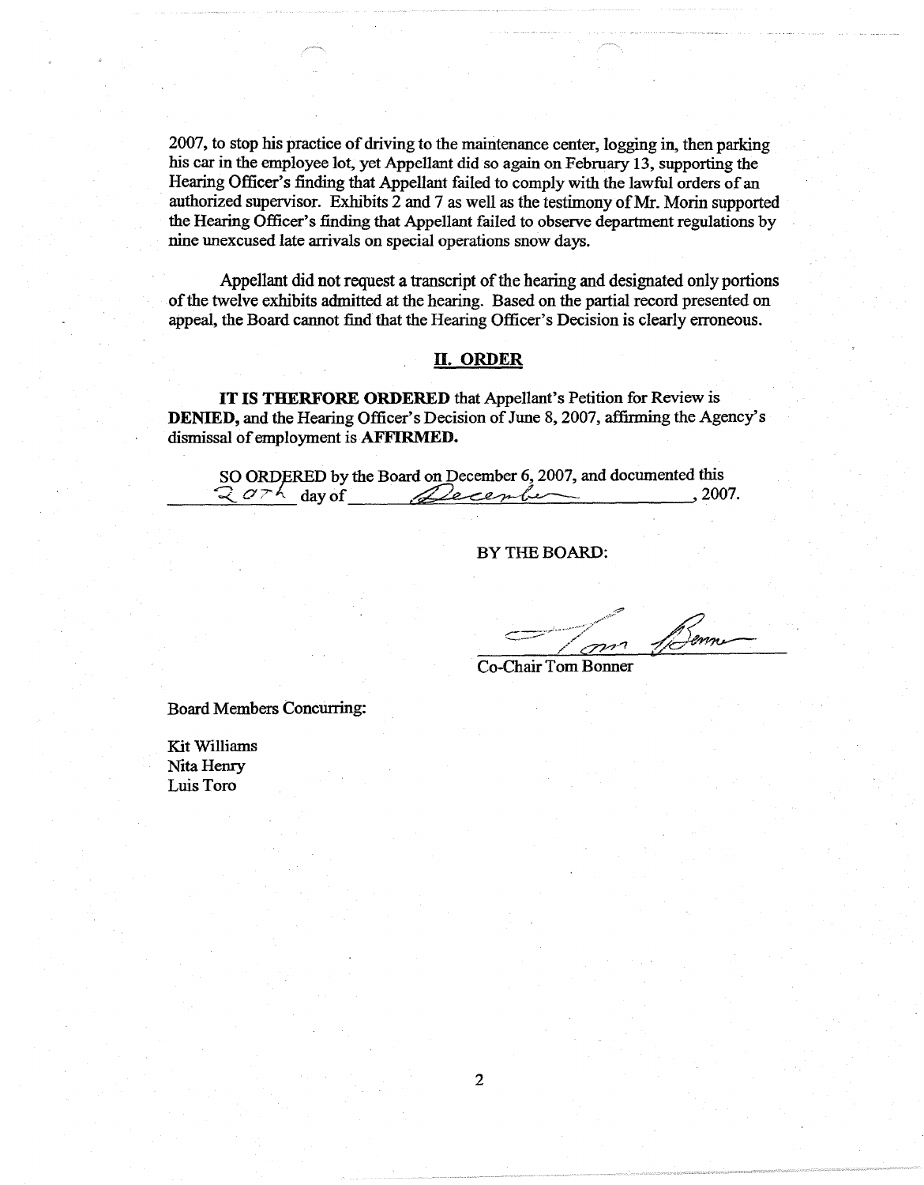2007, to stop his practice of driving to the maintenance center, logging in, then parking his car in the employee lot, yet Appellant did so again on February 13, supporting the Hearing Officer's finding that Appellant failed to comply with the lawful orders of an authorized supervisor. Exhibits 2 and 7 as well as the testimony of Mr. Morin supported the Hearing Officer's finding that Appellant failed to observe department regulations by nine unexcused late arrivals on special operations snow days.

Appellant did not request a transcript of the hearing and designated only portions of the twelve exhibits admitted at the hearing. Based on the partial record presented on appeal, the Board cannot find that the Hearing Officer's Decision is clearly erroneous.

## II. ORDER

**IT IS THERFORE ORDERED** that Appellant's Petition for Review is **DENIED,** and the Hearing Officer's Decision of June 8, 2007, affirming the Agency's dismissal of employment is **AFFIRMED.**

SO ORDERED by the Board on December 6, 2007, and documented this 20th day of December, 2007.

BY THE BOARD:

Co-Chair Tom Bonner

Board Members Concurring:

Kit Williams
Nita Henry
Luis Toro